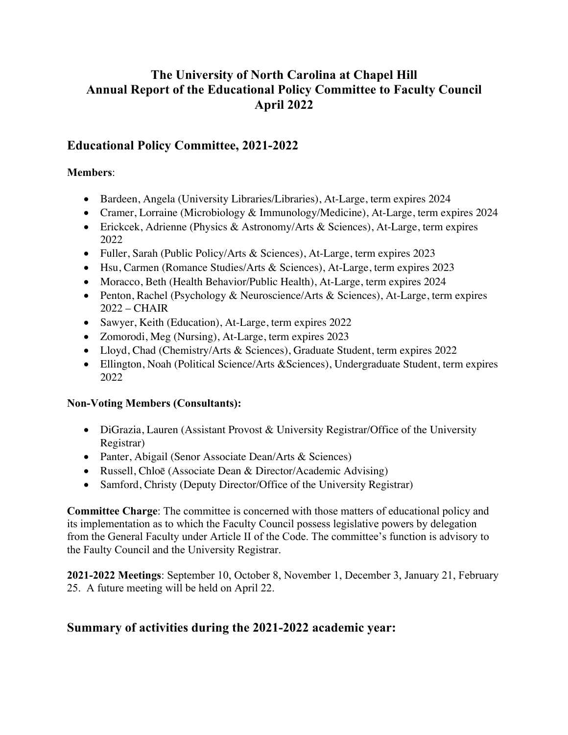# The University of North Carolina at Chapel Hill
# Annual Report of the Educational Policy Committee to Faculty Council
# April 2022

## Educational Policy Committee, 2021-2022

**Members**:

- Bardeen, Angela (University Libraries/Libraries), At-Large, term expires 2024
- Cramer, Lorraine (Microbiology & Immunology/Medicine), At-Large, term expires 2024
- Erickcek, Adrienne (Physics & Astronomy/Arts & Sciences), At-Large, term expires 2022
- Fuller, Sarah (Public Policy/Arts & Sciences), At-Large, term expires 2023
- Hsu, Carmen (Romance Studies/Arts & Sciences), At-Large, term expires 2023
- Moracco, Beth (Health Behavior/Public Health), At-Large, term expires 2024
- Penton, Rachel (Psychology & Neuroscience/Arts & Sciences), At-Large, term expires 2022 – CHAIR
- Sawyer, Keith (Education), At-Large, term expires 2022
- Zomorodi, Meg (Nursing), At-Large, term expires 2023
- Lloyd, Chad (Chemistry/Arts & Sciences), Graduate Student, term expires 2022
- Ellington, Noah (Political Science/Arts &Sciences), Undergraduate Student, term expires 2022

**Non-Voting Members (Consultants):**

- DiGrazia, Lauren (Assistant Provost & University Registrar/Office of the University Registrar)
- Panter, Abigail (Senor Associate Dean/Arts & Sciences)
- Russell, Chloē (Associate Dean & Director/Academic Advising)
- Samford, Christy (Deputy Director/Office of the University Registrar)

**Committee Charge**: The committee is concerned with those matters of educational policy and its implementation as to which the Faculty Council possess legislative powers by delegation from the General Faculty under Article II of the Code. The committee's function is advisory to the Faulty Council and the University Registrar.

**2021-2022 Meetings**: September 10, October 8, November 1, December 3, January 21, February 25. A future meeting will be held on April 22.

## Summary of activities during the 2021-2022 academic year: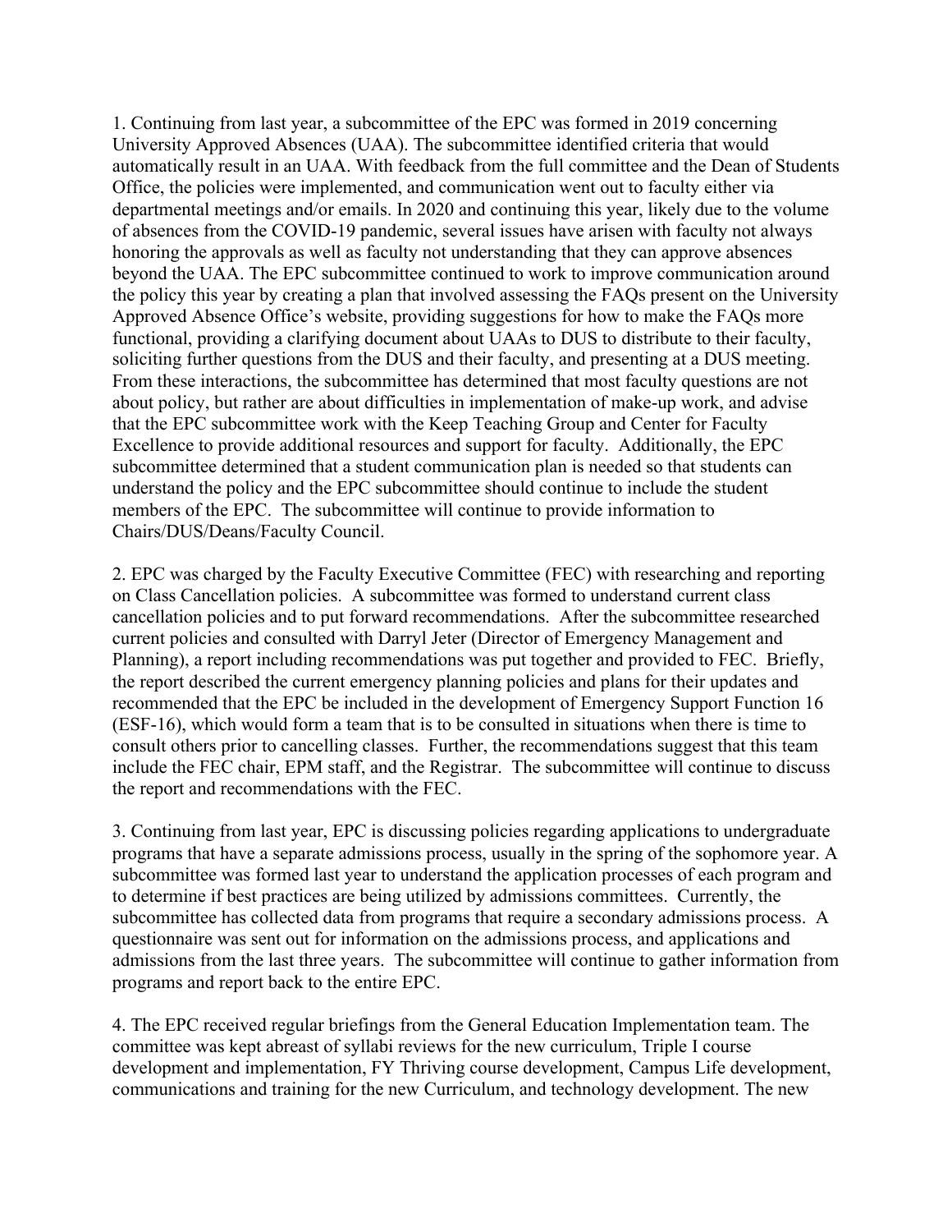1. Continuing from last year, a subcommittee of the EPC was formed in 2019 concerning University Approved Absences (UAA). The subcommittee identified criteria that would automatically result in an UAA. With feedback from the full committee and the Dean of Students Office, the policies were implemented, and communication went out to faculty either via departmental meetings and/or emails. In 2020 and continuing this year, likely due to the volume of absences from the COVID-19 pandemic, several issues have arisen with faculty not always honoring the approvals as well as faculty not understanding that they can approve absences beyond the UAA. The EPC subcommittee continued to work to improve communication around the policy this year by creating a plan that involved assessing the FAQs present on the University Approved Absence Office's website, providing suggestions for how to make the FAQs more functional, providing a clarifying document about UAAs to DUS to distribute to their faculty, soliciting further questions from the DUS and their faculty, and presenting at a DUS meeting. From these interactions, the subcommittee has determined that most faculty questions are not about policy, but rather are about difficulties in implementation of make-up work, and advise that the EPC subcommittee work with the Keep Teaching Group and Center for Faculty Excellence to provide additional resources and support for faculty. Additionally, the EPC subcommittee determined that a student communication plan is needed so that students can understand the policy and the EPC subcommittee should continue to include the student members of the EPC. The subcommittee will continue to provide information to Chairs/DUS/Deans/Faculty Council.

2. EPC was charged by the Faculty Executive Committee (FEC) with researching and reporting on Class Cancellation policies. A subcommittee was formed to understand current class cancellation policies and to put forward recommendations. After the subcommittee researched current policies and consulted with Darryl Jeter (Director of Emergency Management and Planning), a report including recommendations was put together and provided to FEC. Briefly, the report described the current emergency planning policies and plans for their updates and recommended that the EPC be included in the development of Emergency Support Function 16 (ESF-16), which would form a team that is to be consulted in situations when there is time to consult others prior to cancelling classes. Further, the recommendations suggest that this team include the FEC chair, EPM staff, and the Registrar. The subcommittee will continue to discuss the report and recommendations with the FEC.

3. Continuing from last year, EPC is discussing policies regarding applications to undergraduate programs that have a separate admissions process, usually in the spring of the sophomore year. A subcommittee was formed last year to understand the application processes of each program and to determine if best practices are being utilized by admissions committees. Currently, the subcommittee has collected data from programs that require a secondary admissions process. A questionnaire was sent out for information on the admissions process, and applications and admissions from the last three years. The subcommittee will continue to gather information from programs and report back to the entire EPC.

4. The EPC received regular briefings from the General Education Implementation team. The committee was kept abreast of syllabi reviews for the new curriculum, Triple I course development and implementation, FY Thriving course development, Campus Life development, communications and training for the new Curriculum, and technology development. The new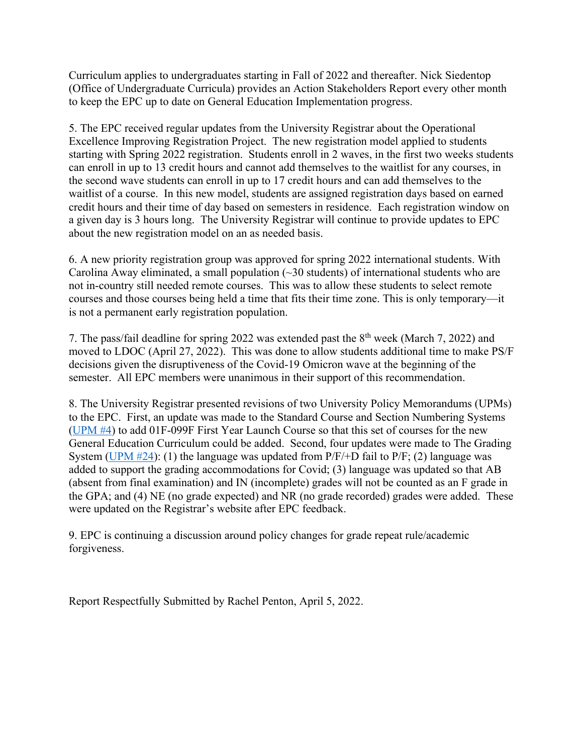Curriculum applies to undergraduates starting in Fall of 2022 and thereafter. Nick Siedentop (Office of Undergraduate Curricula) provides an Action Stakeholders Report every other month to keep the EPC up to date on General Education Implementation progress.

5. The EPC received regular updates from the University Registrar about the Operational Excellence Improving Registration Project. The new registration model applied to students starting with Spring 2022 registration. Students enroll in 2 waves, in the first two weeks students can enroll in up to 13 credit hours and cannot add themselves to the waitlist for any courses, in the second wave students can enroll in up to 17 credit hours and can add themselves to the waitlist of a course. In this new model, students are assigned registration days based on earned credit hours and their time of day based on semesters in residence. Each registration window on a given day is 3 hours long. The University Registrar will continue to provide updates to EPC about the new registration model on an as needed basis.

6. A new priority registration group was approved for spring 2022 international students. With Carolina Away eliminated, a small population (~30 students) of international students who are not in-country still needed remote courses. This was to allow these students to select remote courses and those courses being held a time that fits their time zone. This is only temporary—it is not a permanent early registration population.

7. The pass/fail deadline for spring 2022 was extended past the 8th week (March 7, 2022) and moved to LDOC (April 27, 2022). This was done to allow students additional time to make PS/F decisions given the disruptiveness of the Covid-19 Omicron wave at the beginning of the semester. All EPC members were unanimous in their support of this recommendation.

8. The University Registrar presented revisions of two University Policy Memorandums (UPMs) to the EPC. First, an update was made to the Standard Course and Section Numbering Systems (UPM #4) to add 01F-099F First Year Launch Course so that this set of courses for the new General Education Curriculum could be added. Second, four updates were made to The Grading System (UPM #24): (1) the language was updated from P/F/+D fail to P/F; (2) language was added to support the grading accommodations for Covid; (3) language was updated so that AB (absent from final examination) and IN (incomplete) grades will not be counted as an F grade in the GPA; and (4) NE (no grade expected) and NR (no grade recorded) grades were added. These were updated on the Registrar's website after EPC feedback.

9. EPC is continuing a discussion around policy changes for grade repeat rule/academic forgiveness.

Report Respectfully Submitted by Rachel Penton, April 5, 2022.